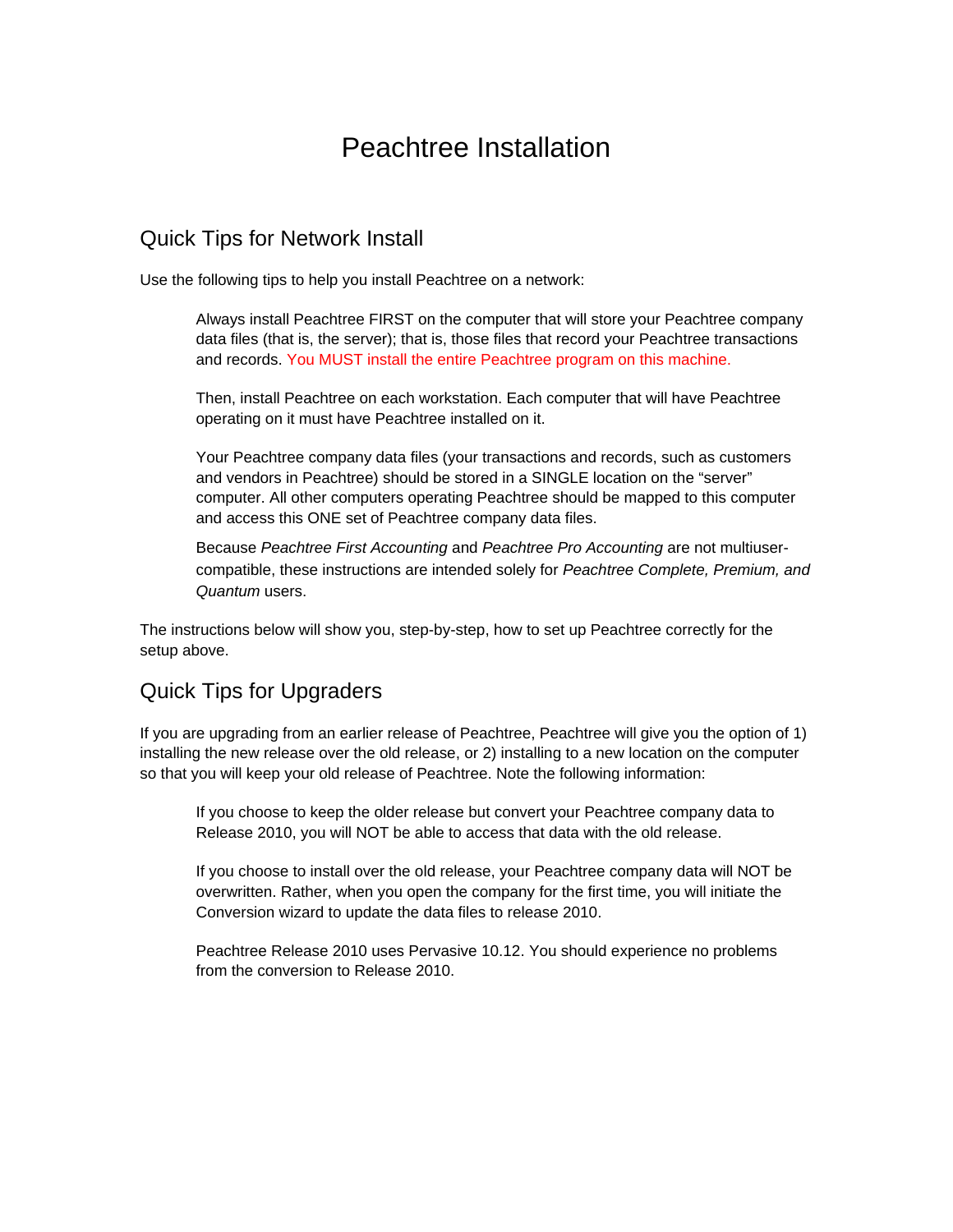# Peachtree Installation

## Quick Tips for Network Install

Use the following tips to help you install Peachtree on a network:

> Always install Peachtree FIRST on the computer that will store your Peachtree company data files (that is, the server); that is, those files that record your Peachtree transactions and records. You MUST install the entire Peachtree program on this machine.
>
> Then, install Peachtree on each workstation. Each computer that will have Peachtree operating on it must have Peachtree installed on it.
>
> Your Peachtree company data files (your transactions and records, such as customers and vendors in Peachtree) should be stored in a SINGLE location on the "server" computer. All other computers operating Peachtree should be mapped to this computer and access this ONE set of Peachtree company data files.
>
> Because *Peachtree First Accounting* and *Peachtree Pro Accounting* are not multiuser-compatible, these instructions are intended solely for *Peachtree Complete, Premium, and Quantum* users.

The instructions below will show you, step-by-step, how to set up Peachtree correctly for the setup above.

## Quick Tips for Upgraders

If you are upgrading from an earlier release of Peachtree, Peachtree will give you the option of 1) installing the new release over the old release, or 2) installing to a new location on the computer so that you will keep your old release of Peachtree. Note the following information:

> If you choose to keep the older release but convert your Peachtree company data to Release 2010, you will NOT be able to access that data with the old release.
>
> If you choose to install over the old release, your Peachtree company data will NOT be overwritten. Rather, when you open the company for the first time, you will initiate the Conversion wizard to update the data files to release 2010.
>
> Peachtree Release 2010 uses Pervasive 10.12. You should experience no problems from the conversion to Release 2010.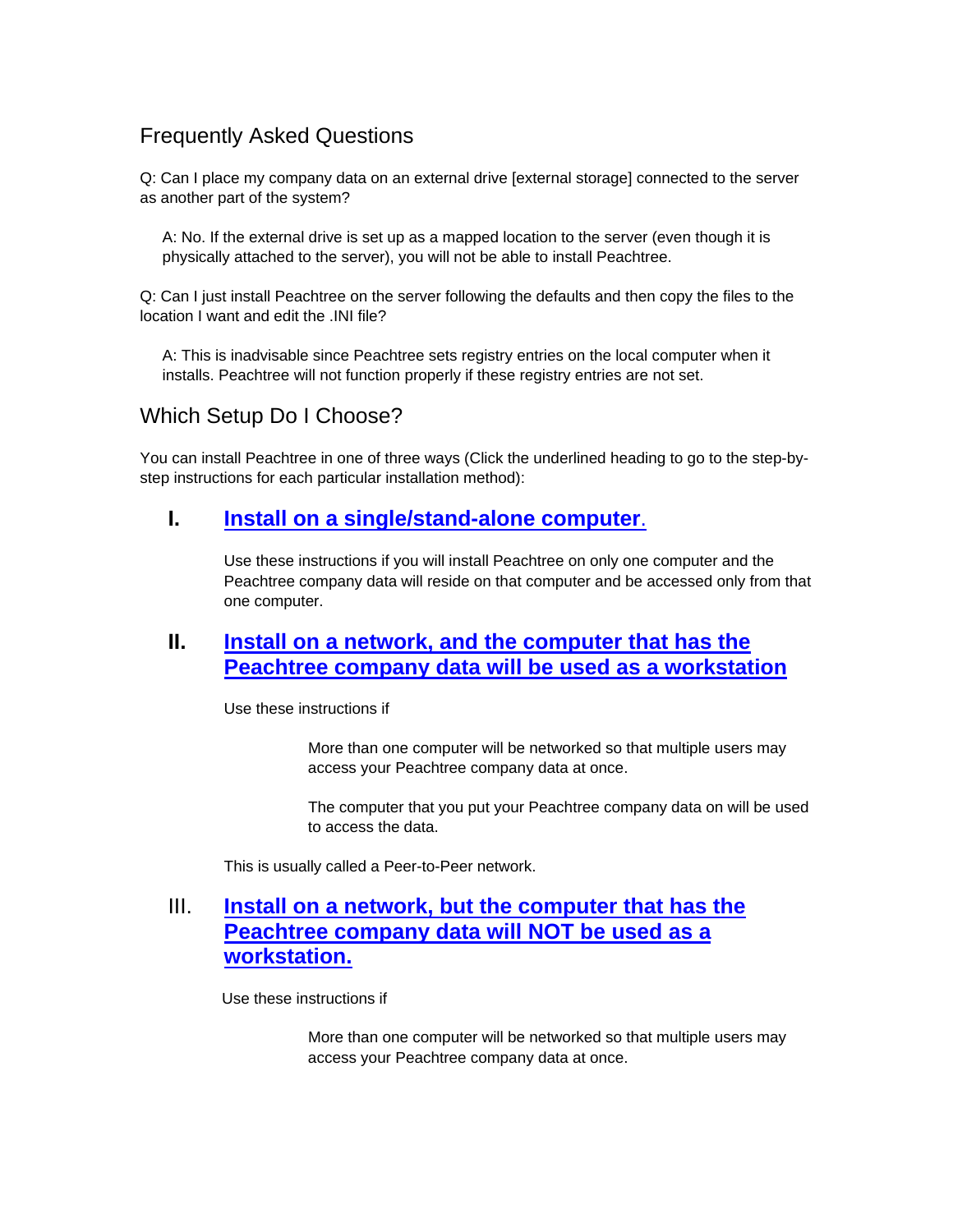## Frequently Asked Questions

Q: Can I place my company data on an external drive [external storage] connected to the server as another part of the system?

> A: No. If the external drive is set up as a mapped location to the server (even though it is physically attached to the server), you will not be able to install Peachtree.

Q: Can I just install Peachtree on the server following the defaults and then copy the files to the location I want and edit the .INI file?

> A: This is inadvisable since Peachtree sets registry entries on the local computer when it installs. Peachtree will not function properly if these registry entries are not set.

## Which Setup Do I Choose?

You can install Peachtree in one of three ways (Click the underlined heading to go to the step-by-step instructions for each particular installation method):

### I. Install on a single/stand-alone computer.

Use these instructions if you will install Peachtree on only one computer and the Peachtree company data will reside on that computer and be accessed only from that one computer.

### II. Install on a network, and the computer that has the Peachtree company data will be used as a workstation

Use these instructions if

> More than one computer will be networked so that multiple users may access your Peachtree company data at once.
>
> The computer that you put your Peachtree company data on will be used to access the data.

This is usually called a Peer-to-Peer network.

### III. Install on a network, but the computer that has the Peachtree company data will NOT be used as a workstation.

Use these instructions if

> More than one computer will be networked so that multiple users may access your Peachtree company data at once.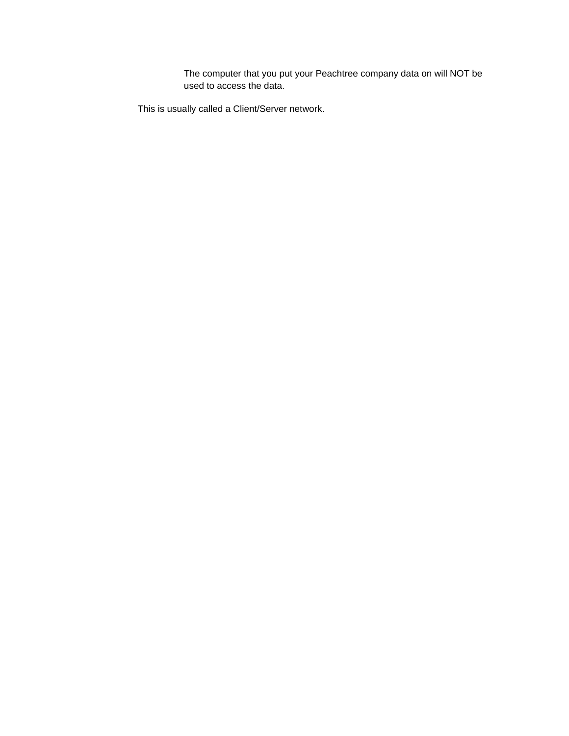The computer that you put your Peachtree company data on will NOT be used to access the data.

This is usually called a Client/Server network.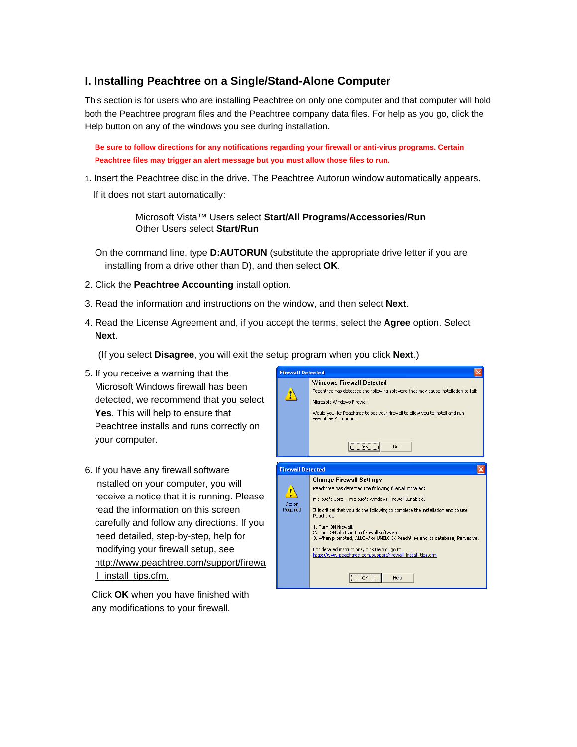# I. Installing Peachtree on a Single/Stand-Alone Computer

This section is for users who are installing Peachtree on only one computer and that computer will hold both the Peachtree program files and the Peachtree company data files. For help as you go, click the Help button on any of the windows you see during installation.

**Be sure to follow directions for any notifications regarding your firewall or anti-virus programs. Certain Peachtree files may trigger an alert message but you must allow those files to run.**

1. Insert the Peachtree disc in the drive. The Peachtree Autorun window automatically appears. If it does not start automatically:

   Microsoft Vista™ Users select **Start/All Programs/Accessories/Run**
   Other Users select **Start/Run**

   On the command line, type **D:AUTORUN** (substitute the appropriate drive letter if you are installing from a drive other than D), and then select **OK**.

2. Click the **Peachtree Accounting** install option.

3. Read the information and instructions on the window, and then select **Next**.

4. Read the License Agreement and, if you accept the terms, select the **Agree** option. Select **Next**.

   (If you select **Disagree**, you will exit the setup program when you click **Next**.)

5. If you receive a warning that the Microsoft Windows firewall has been detected, we recommend that you select **Yes**. This will help to ensure that Peachtree installs and runs correctly on your computer.

   Firewall Detected
   Windows Firewall Detected
   Peachtree has detected the following software that may cause installation to fail:
   Microsoft Windows Firewall
   Would you like Peachtree to set your firewall to allow you to install and run Peachtree Accounting?
   Yes | No

6. If you have any firewall software installed on your computer, you will receive a notice that it is running. Please read the information on this screen carefully and follow any directions. If you need detailed, step-by-step, help for modifying your firewall setup, see http://www.peachtree.com/support/firewall_install_tips.cfm.

   Firewall Detected
   Action Required
   Change Firewall Settings
   Peachtree has detected the following firewall installed:
   Microsoft Corp. - Microsoft Windows Firewall (Enabled)
   It is critical that you do the following to complete the installation and to use Peachtree:
   1. Turn ON firewall.
   2. Turn ON alerts in the firewall software.
   3. When prompted, ALLOW or UNBLOCK Peachtree and its database, Pervasive.
   For detailed instructions, click Help or go to http://www.peachtree.com/support/firewall_install_tips.cfm
   OK | Help

   Click **OK** when you have finished with any modifications to your firewall.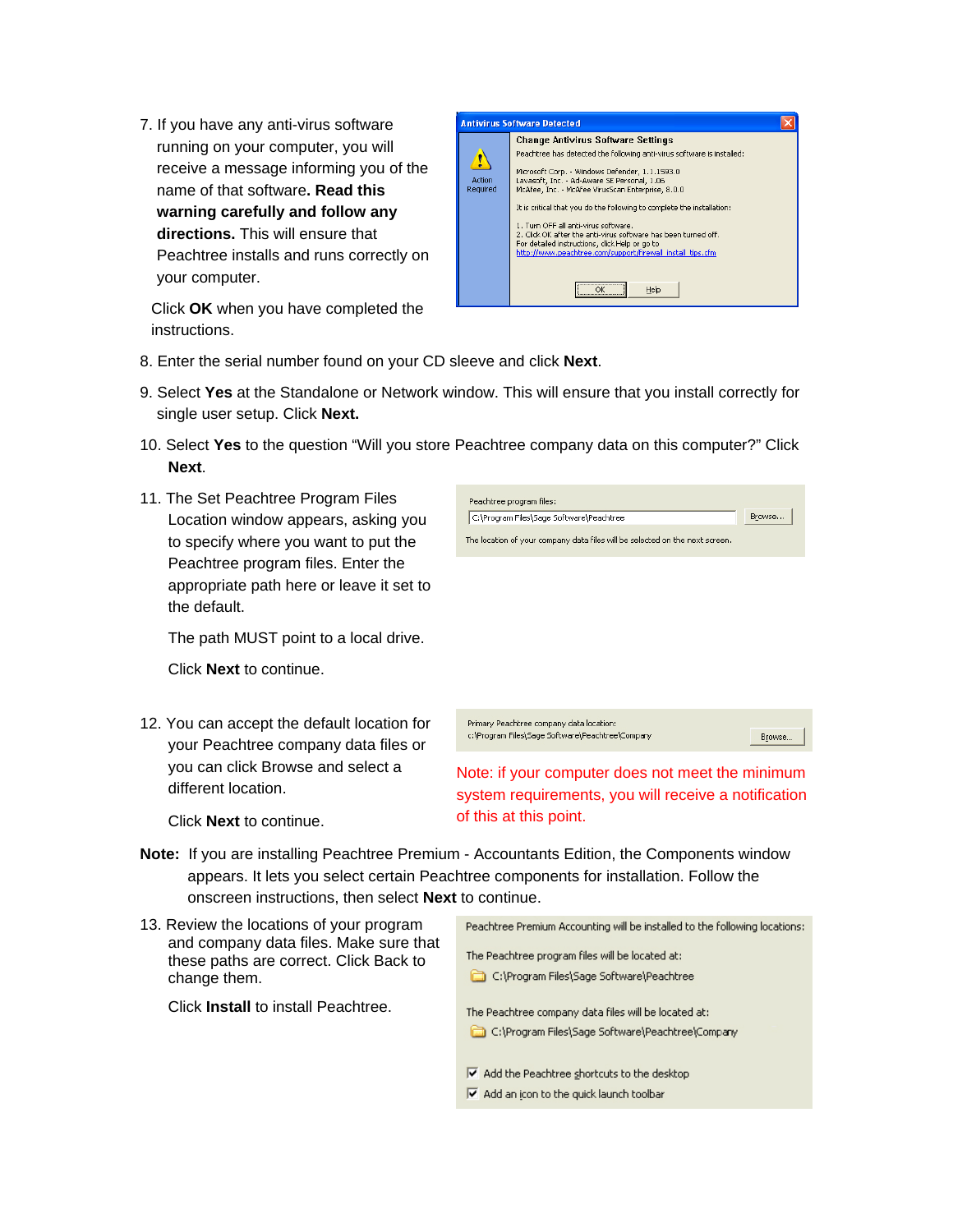7. If you have any anti-virus software running on your computer, you will receive a message informing you of the name of that software. **Read this warning carefully and follow any directions.** This will ensure that Peachtree installs and runs correctly on your computer.

   Click **OK** when you have completed the instructions.

8. Enter the serial number found on your CD sleeve and click **Next**.

9. Select **Yes** at the Standalone or Network window. This will ensure that you install correctly for single user setup. Click **Next.**

10. Select **Yes** to the question “Will you store Peachtree company data on this computer?” Click **Next**.

11. The Set Peachtree Program Files Location window appears, asking you to specify where you want to put the Peachtree program files. Enter the appropriate path here or leave it set to the default.

    The path MUST point to a local drive.

    Click **Next** to continue.

12. You can accept the default location for your Peachtree company data files or you can click Browse and select a different location.

    Click **Next** to continue.

Note: if your computer does not meet the minimum system requirements, you will receive a notification of this at this point.

**Note:** If you are installing Peachtree Premium - Accountants Edition, the Components window appears. It lets you select certain Peachtree components for installation. Follow the onscreen instructions, then select **Next** to continue.

13. Review the locations of your program and company data files. Make sure that these paths are correct. Click Back to change them.

    Click **Install** to install Peachtree.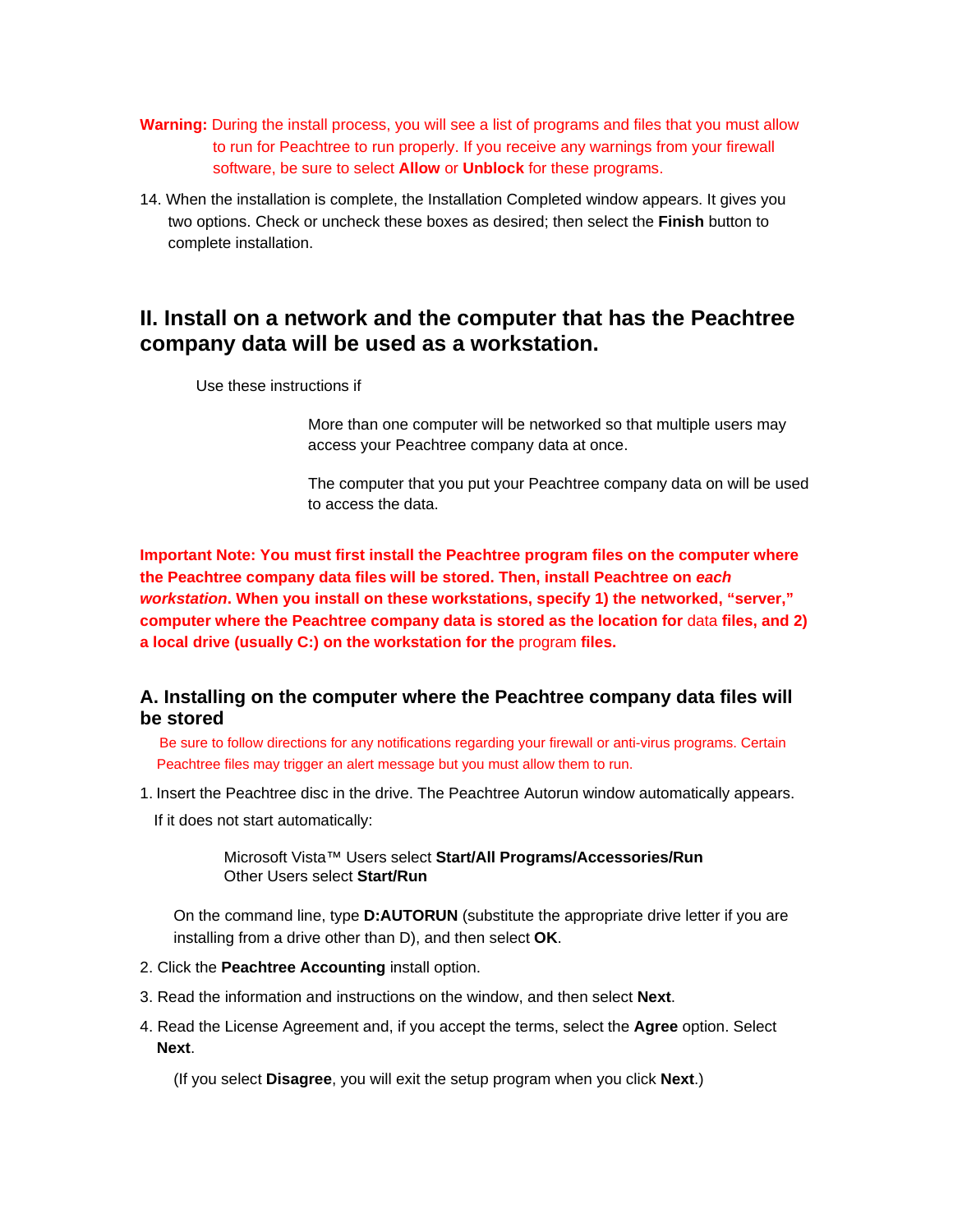**Warning:** During the install process, you will see a list of programs and files that you must allow to run for Peachtree to run properly. If you receive any warnings from your firewall software, be sure to select **Allow** or **Unblock** for these programs.

14. When the installation is complete, the Installation Completed window appears. It gives you two options. Check or uncheck these boxes as desired; then select the **Finish** button to complete installation.

## II. Install on a network and the computer that has the Peachtree company data will be used as a workstation.

Use these instructions if

More than one computer will be networked so that multiple users may access your Peachtree company data at once.

The computer that you put your Peachtree company data on will be used to access the data.

**Important Note: You must first install the Peachtree program files on the computer where the Peachtree company data files will be stored. Then, install Peachtree on *each workstation*. When you install on these workstations, specify 1) the networked, "server," computer where the Peachtree company data is stored as the location for** data **files, and 2) a local drive (usually C:) on the workstation for the** program **files.**

### A. Installing on the computer where the Peachtree company data files will be stored

Be sure to follow directions for any notifications regarding your firewall or anti-virus programs. Certain Peachtree files may trigger an alert message but you must allow them to run.

1. Insert the Peachtree disc in the drive. The Peachtree Autorun window automatically appears.

   If it does not start automatically:

   Microsoft Vista™ Users select **Start/All Programs/Accessories/Run**
   Other Users select **Start/Run**

   On the command line, type **D:AUTORUN** (substitute the appropriate drive letter if you are installing from a drive other than D), and then select **OK**.

2. Click the **Peachtree Accounting** install option.

3. Read the information and instructions on the window, and then select **Next**.

4. Read the License Agreement and, if you accept the terms, select the **Agree** option. Select **Next**.

   (If you select **Disagree**, you will exit the setup program when you click **Next**.)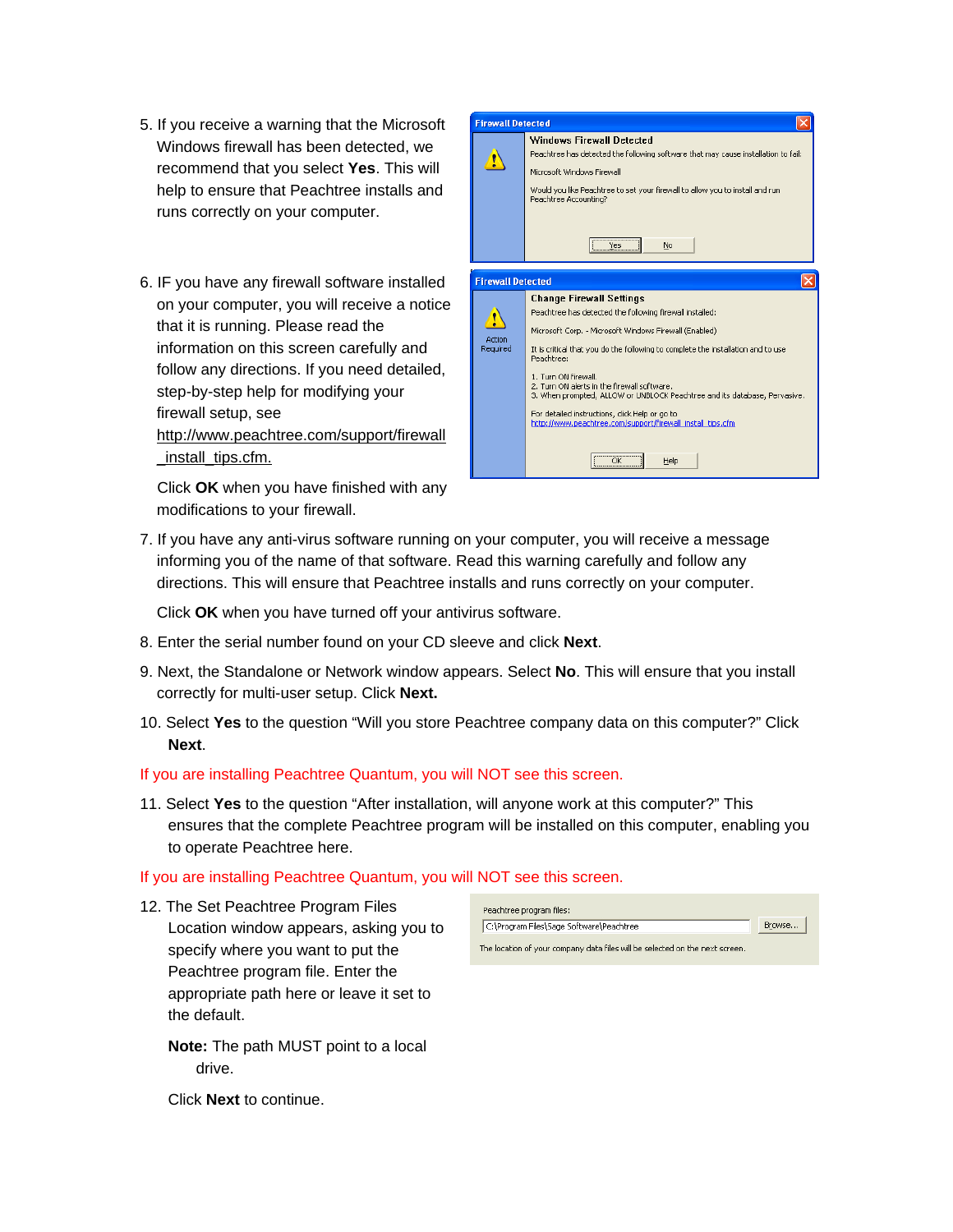5. If you receive a warning that the Microsoft Windows firewall has been detected, we recommend that you select **Yes**. This will help to ensure that Peachtree installs and runs correctly on your computer.

6. IF you have any firewall software installed on your computer, you will receive a notice that it is running. Please read the information on this screen carefully and follow any directions. If you need detailed, step-by-step help for modifying your firewall setup, see http://www.peachtree.com/support/firewall_install_tips.cfm.

   Click **OK** when you have finished with any modifications to your firewall.

7. If you have any anti-virus software running on your computer, you will receive a message informing you of the name of that software. Read this warning carefully and follow any directions. This will ensure that Peachtree installs and runs correctly on your computer.

   Click **OK** when you have turned off your antivirus software.

8. Enter the serial number found on your CD sleeve and click **Next**.

9. Next, the Standalone or Network window appears. Select **No**. This will ensure that you install correctly for multi-user setup. Click **Next.**

10. Select **Yes** to the question "Will you store Peachtree company data on this computer?" Click **Next**.

If you are installing Peachtree Quantum, you will NOT see this screen.

11. Select **Yes** to the question "After installation, will anyone work at this computer?" This ensures that the complete Peachtree program will be installed on this computer, enabling you to operate Peachtree here.

If you are installing Peachtree Quantum, you will NOT see this screen.

12. The Set Peachtree Program Files Location window appears, asking you to specify where you want to put the Peachtree program file. Enter the appropriate path here or leave it set to the default.

    **Note:** The path MUST point to a local drive.

    Click **Next** to continue.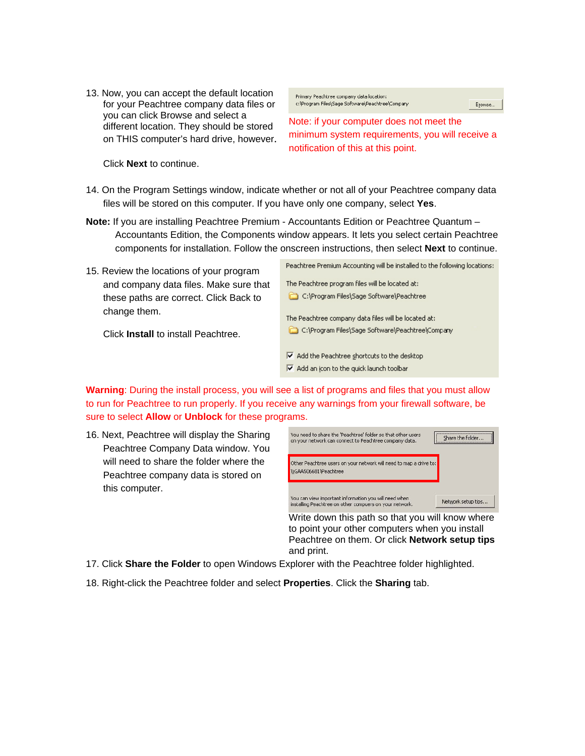13. Now, you can accept the default location for your Peachtree company data files or you can click Browse and select a different location. They should be stored on THIS computer's hard drive, however.

    Primary Peachtree company data location:
    c:\Program Files\Sage Software\Peachtree\Company
    Browse...

    Note: if your computer does not meet the minimum system requirements, you will receive a notification of this at this point.

    Click **Next** to continue.

14. On the Program Settings window, indicate whether or not all of your Peachtree company data files will be stored on this computer. If you have only one company, select **Yes**.

**Note:** If you are installing Peachtree Premium - Accountants Edition or Peachtree Quantum – Accountants Edition, the Components window appears. It lets you select certain Peachtree components for installation. Follow the onscreen instructions, then select **Next** to continue.

15. Review the locations of your program and company data files. Make sure that these paths are correct. Click Back to change them.

    Peachtree Premium Accounting will be installed to the following locations:

    The Peachtree program files will be located at:
    C:\Program Files\Sage Software\Peachtree

    The Peachtree company data files will be located at:
    C:\Program Files\Sage Software\Peachtree\Company

    ☑ Add the Peachtree shortcuts to the desktop
    ☑ Add an icon to the quick launch toolbar

    Click **Install** to install Peachtree.

**Warning**: During the install process, you will see a list of programs and files that you must allow to run for Peachtree to run properly. If you receive any warnings from your firewall software, be sure to select **Allow** or **Unblock** for these programs.

16. Next, Peachtree will display the Sharing Peachtree Company Data window. You will need to share the folder where the Peachtree company data is stored on this computer.

    You need to share the 'Peachtree' folder so that other users on your network can connect to Peachtree company data. Share the folder...

    Other Peachtree users on your network will need to map a drive to:
    \\GAA506681\Peachtree

    You can view important information you will need when installing Peachtree on other computers on your network. Network setup tips...

    Write down this path so that you will know where to point your other computers when you install Peachtree on them. Or click **Network setup tips** and print.

17. Click **Share the Folder** to open Windows Explorer with the Peachtree folder highlighted.

18. Right-click the Peachtree folder and select **Properties**. Click the **Sharing** tab.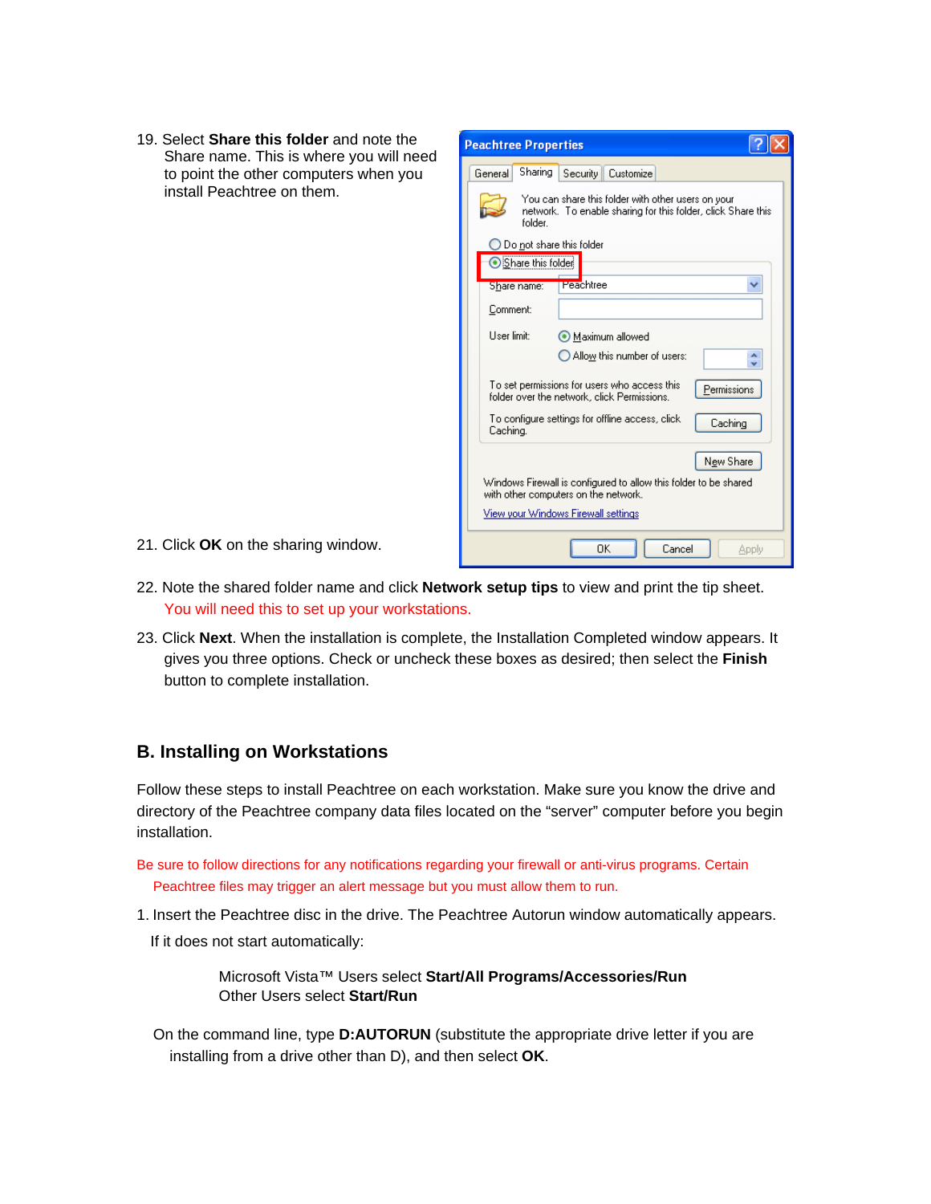19. Select **Share this folder** and note the Share name. This is where you will need to point the other computers when you install Peachtree on them.

21. Click **OK** on the sharing window.

22. Note the shared folder name and click **Network setup tips** to view and print the tip sheet. You will need this to set up your workstations.

23. Click **Next**. When the installation is complete, the Installation Completed window appears. It gives you three options. Check or uncheck these boxes as desired; then select the **Finish** button to complete installation.

## B. Installing on Workstations

Follow these steps to install Peachtree on each workstation. Make sure you know the drive and directory of the Peachtree company data files located on the "server" computer before you begin installation.

Be sure to follow directions for any notifications regarding your firewall or anti-virus programs. Certain Peachtree files may trigger an alert message but you must allow them to run.

1. Insert the Peachtree disc in the drive. The Peachtree Autorun window automatically appears. If it does not start automatically:

   Microsoft Vista™ Users select **Start/All Programs/Accessories/Run**
   Other Users select **Start/Run**

   On the command line, type **D:AUTORUN** (substitute the appropriate drive letter if you are installing from a drive other than D), and then select **OK**.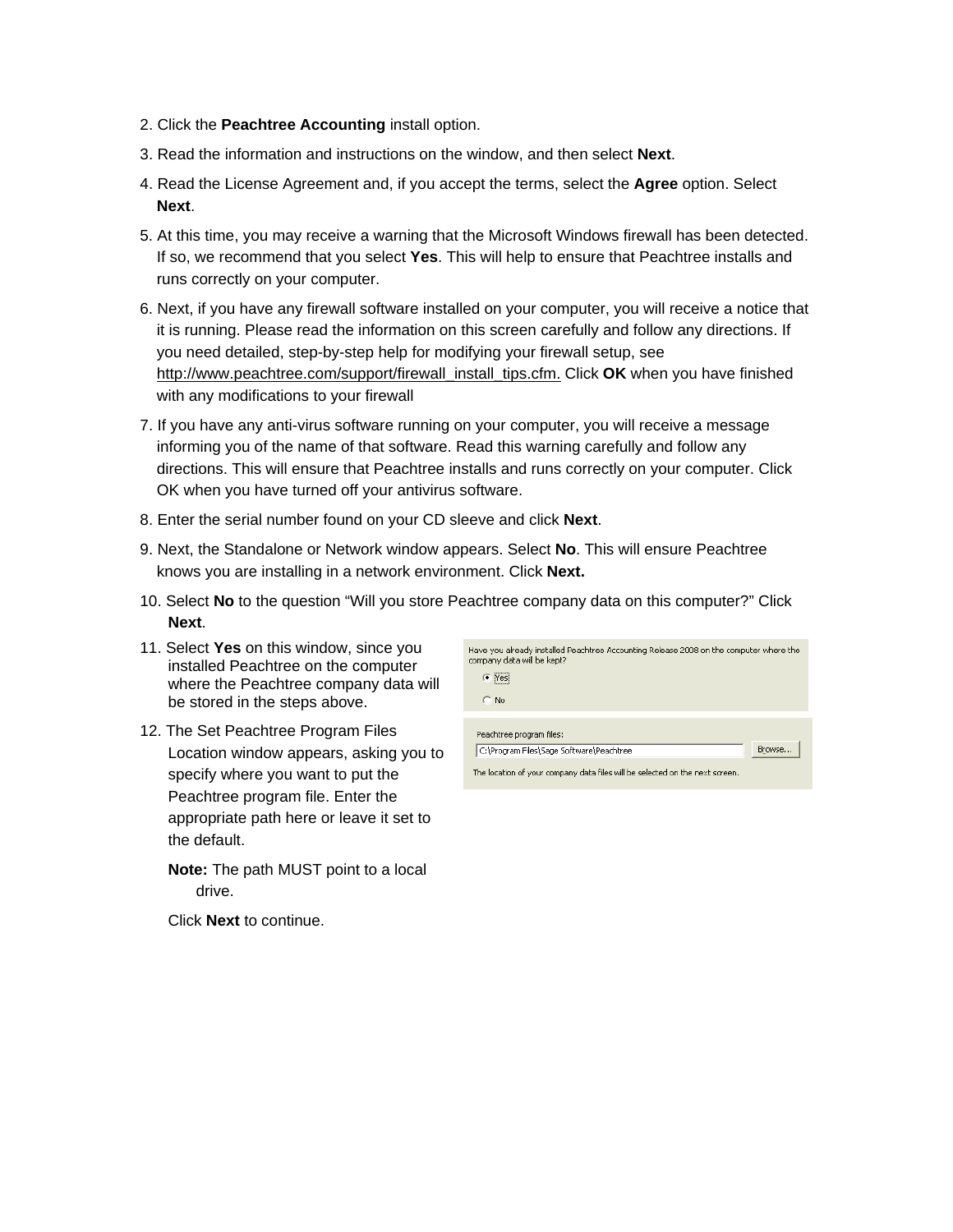2. Click the **Peachtree Accounting** install option.

3. Read the information and instructions on the window, and then select **Next**.

4. Read the License Agreement and, if you accept the terms, select the **Agree** option. Select **Next**.

5. At this time, you may receive a warning that the Microsoft Windows firewall has been detected. If so, we recommend that you select **Yes**. This will help to ensure that Peachtree installs and runs correctly on your computer.

6. Next, if you have any firewall software installed on your computer, you will receive a notice that it is running. Please read the information on this screen carefully and follow any directions. If you need detailed, step-by-step help for modifying your firewall setup, see http://www.peachtree.com/support/firewall_install_tips.cfm. Click **OK** when you have finished with any modifications to your firewall

7. If you have any anti-virus software running on your computer, you will receive a message informing you of the name of that software. Read this warning carefully and follow any directions. This will ensure that Peachtree installs and runs correctly on your computer. Click OK when you have turned off your antivirus software.

8. Enter the serial number found on your CD sleeve and click **Next**.

9. Next, the Standalone or Network window appears. Select **No**. This will ensure Peachtree knows you are installing in a network environment. Click **Next.**

10. Select **No** to the question "Will you store Peachtree company data on this computer?" Click **Next**.

11. Select **Yes** on this window, since you installed Peachtree on the computer where the Peachtree company data will be stored in the steps above.

Have you already installed Peachtree Accounting Release 2008 on the computer where the company data will be kept?

- (•) Yes
- ( ) No

12. The Set Peachtree Program Files Location window appears, asking you to specify where you want to put the Peachtree program file. Enter the appropriate path here or leave it set to the default.

    **Note:** The path MUST point to a local drive.

    Click **Next** to continue.

Peachtree program files:
C:\Program Files\Sage Software\Peachtree [Browse...]
The location of your company data files will be selected on the next screen.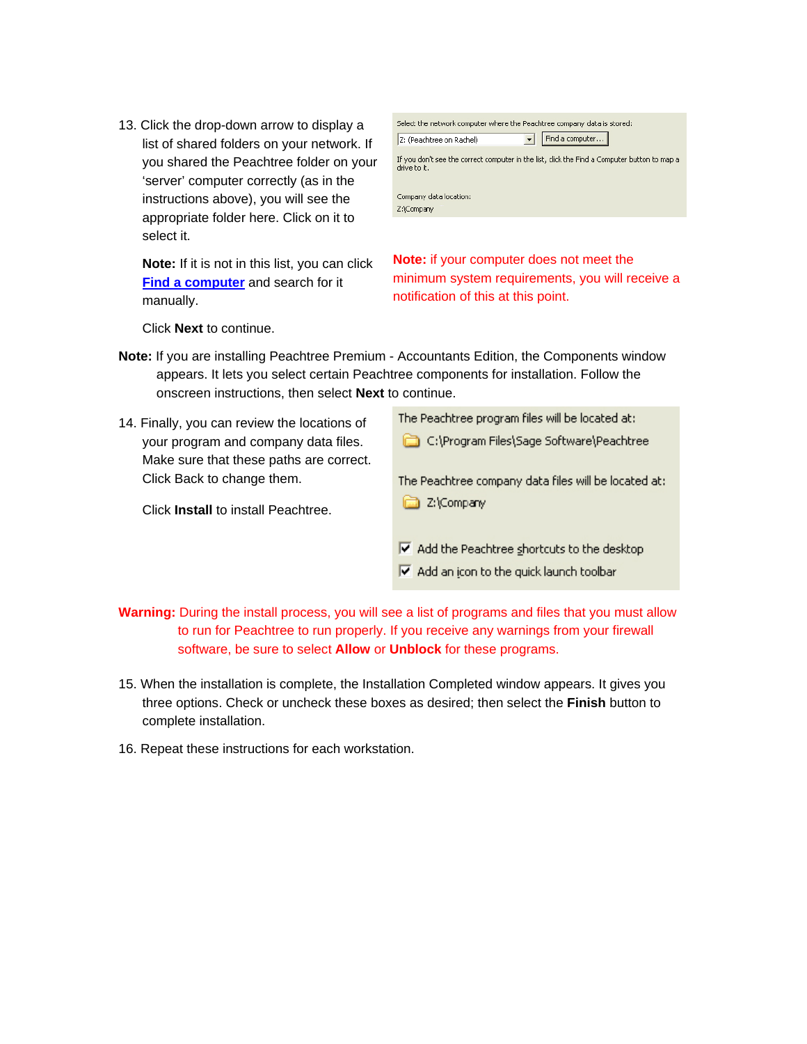13. Click the drop-down arrow to display a list of shared folders on your network. If you shared the Peachtree folder on your 'server' computer correctly (as in the instructions above), you will see the appropriate folder here. Click on it to select it.

    Select the network computer where the Peachtree company data is stored:

    Z: (Peachtree on Rachel) | Find a computer...

    If you don't see the correct computer in the list, click the Find a Computer button to map a drive to it.

    Company data location:

    Z:\Company

    **Note:** If it is not in this list, you can click **Find a computer** and search for it manually.

    **Note:** if your computer does not meet the minimum system requirements, you will receive a notification of this at this point.

    Click **Next** to continue.

**Note:** If you are installing Peachtree Premium - Accountants Edition, the Components window appears. It lets you select certain Peachtree components for installation. Follow the onscreen instructions, then select **Next** to continue.

14. Finally, you can review the locations of your program and company data files. Make sure that these paths are correct. Click Back to change them.

    The Peachtree program files will be located at:

    C:\Program Files\Sage Software\Peachtree

    The Peachtree company data files will be located at:

    Z:\Company

    - [x] Add the Peachtree shortcuts to the desktop
    - [x] Add an icon to the quick launch toolbar

    Click **Install** to install Peachtree.

**Warning:** During the install process, you will see a list of programs and files that you must allow to run for Peachtree to run properly. If you receive any warnings from your firewall software, be sure to select **Allow** or **Unblock** for these programs.

15. When the installation is complete, the Installation Completed window appears. It gives you three options. Check or uncheck these boxes as desired; then select the **Finish** button to complete installation.

16. Repeat these instructions for each workstation.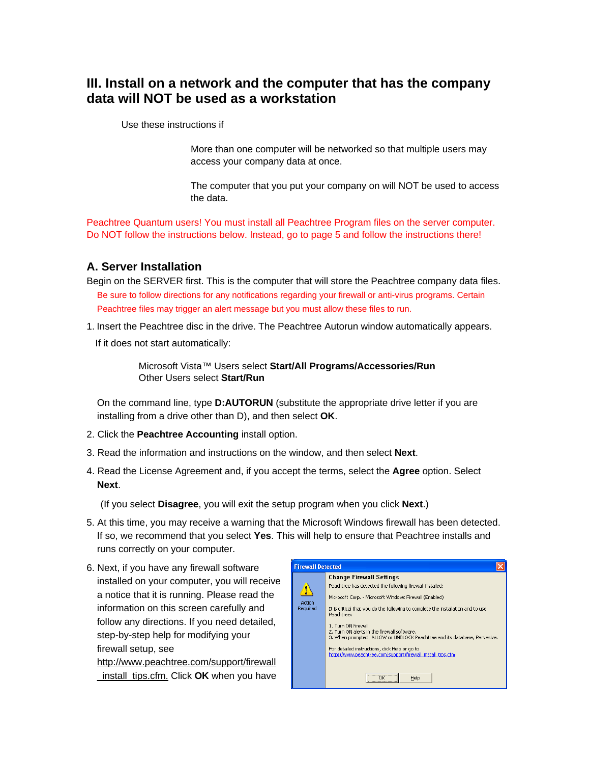## III. Install on a network and the computer that has the company data will NOT be used as a workstation

Use these instructions if

More than one computer will be networked so that multiple users may access your company data at once.

The computer that you put your company on will NOT be used to access the data.

Peachtree Quantum users! You must install all Peachtree Program files on the server computer. Do NOT follow the instructions below. Instead, go to page 5 and follow the instructions there!

### A. Server Installation

Begin on the SERVER first. This is the computer that will store the Peachtree company data files.

Be sure to follow directions for any notifications regarding your firewall or anti-virus programs. Certain Peachtree files may trigger an alert message but you must allow these files to run.

1. Insert the Peachtree disc in the drive. The Peachtree Autorun window automatically appears.

   If it does not start automatically:

   Microsoft Vista™ Users select **Start/All Programs/Accessories/Run**
   Other Users select **Start/Run**

   On the command line, type **D:AUTORUN** (substitute the appropriate drive letter if you are installing from a drive other than D), and then select **OK**.

2. Click the **Peachtree Accounting** install option.
3. Read the information and instructions on the window, and then select **Next**.
4. Read the License Agreement and, if you accept the terms, select the **Agree** option. Select **Next**.

   (If you select **Disagree**, you will exit the setup program when you click **Next**.)

5. At this time, you may receive a warning that the Microsoft Windows firewall has been detected. If so, we recommend that you select **Yes**. This will help to ensure that Peachtree installs and runs correctly on your computer.
6. Next, if you have any firewall software installed on your computer, you will receive a notice that it is running. Please read the information on this screen carefully and follow any directions. If you need detailed, step-by-step help for modifying your firewall setup, see http://www.peachtree.com/support/firewall_install_tips.cfm. Click **OK** when you have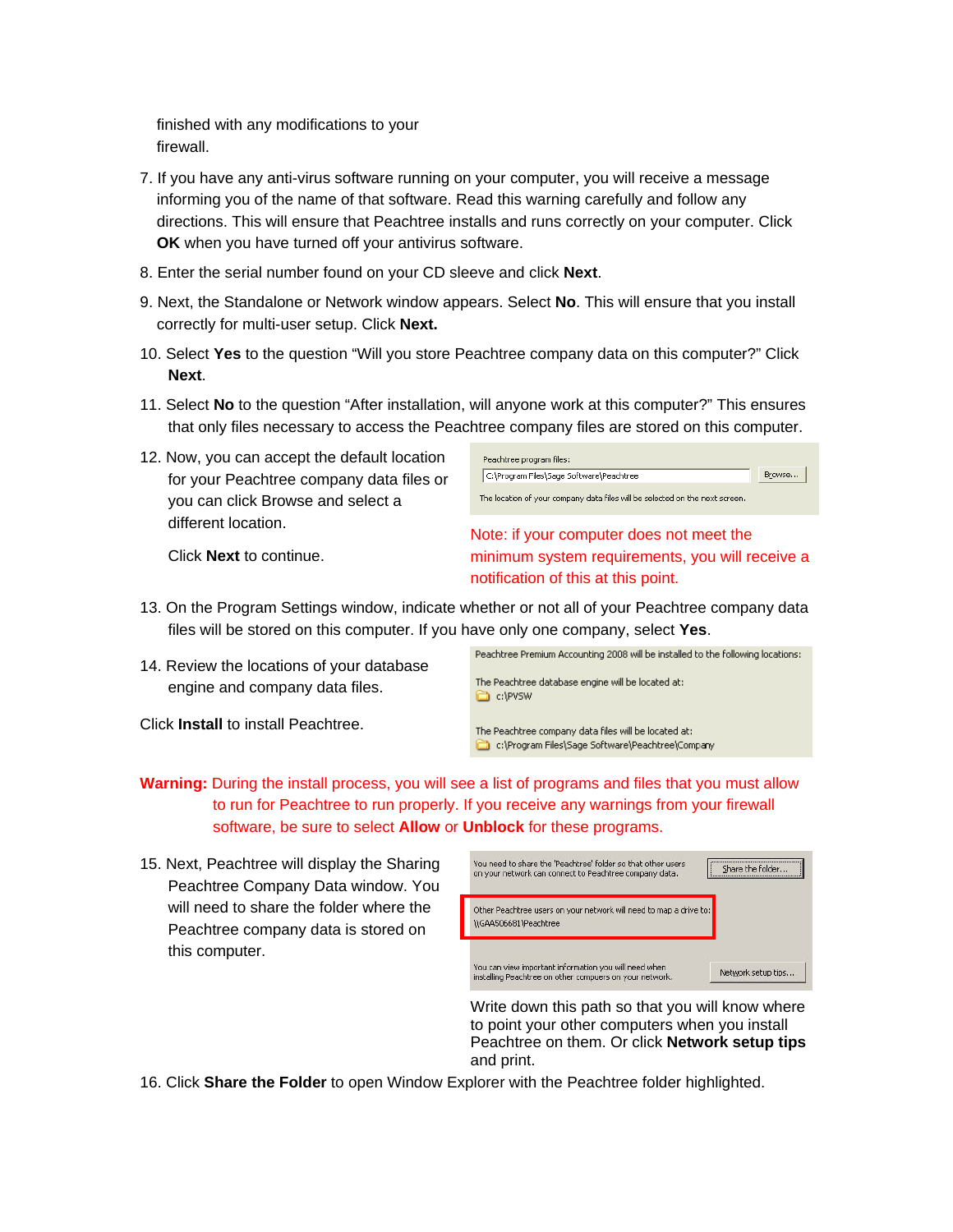finished with any modifications to your firewall.

7. If you have any anti-virus software running on your computer, you will receive a message informing you of the name of that software. Read this warning carefully and follow any directions. This will ensure that Peachtree installs and runs correctly on your computer. Click **OK** when you have turned off your antivirus software.

8. Enter the serial number found on your CD sleeve and click **Next**.

9. Next, the Standalone or Network window appears. Select **No**. This will ensure that you install correctly for multi-user setup. Click **Next.**

10. Select **Yes** to the question "Will you store Peachtree company data on this computer?" Click **Next**.

11. Select **No** to the question "After installation, will anyone work at this computer?" This ensures that only files necessary to access the Peachtree company files are stored on this computer.

12. Now, you can accept the default location for your Peachtree company data files or you can click Browse and select a different location.

    Click **Next** to continue.

Peachtree program files:
C:\Program Files\Sage Software\Peachtree    Browse...
The location of your company data files will be selected on the next screen.

Note: if your computer does not meet the minimum system requirements, you will receive a notification of this at this point.

13. On the Program Settings window, indicate whether or not all of your Peachtree company data files will be stored on this computer. If you have only one company, select **Yes**.

14. Review the locations of your database engine and company data files.

Click **Install** to install Peachtree.

Peachtree Premium Accounting 2008 will be installed to the following locations:

The Peachtree database engine will be located at:
c:\PVSW

The Peachtree company data files will be located at:
c:\Program Files\Sage Software\Peachtree\Company

**Warning:** During the install process, you will see a list of programs and files that you must allow to run for Peachtree to run properly. If you receive any warnings from your firewall software, be sure to select **Allow** or **Unblock** for these programs.

15. Next, Peachtree will display the Sharing Peachtree Company Data window. You will need to share the folder where the Peachtree company data is stored on this computer.

You need to share the 'Peachtree' folder so that other users on your network can connect to Peachtree company data.    Share the folder...

Other Peachtree users on your network will need to map a drive to:
\\GAA506681\Peachtree

You can view important information you will need when installing Peachtree on other computers on your network.    Network setup tips...

Write down this path so that you will know where to point your other computers when you install Peachtree on them. Or click **Network setup tips** and print.

16. Click **Share the Folder** to open Window Explorer with the Peachtree folder highlighted.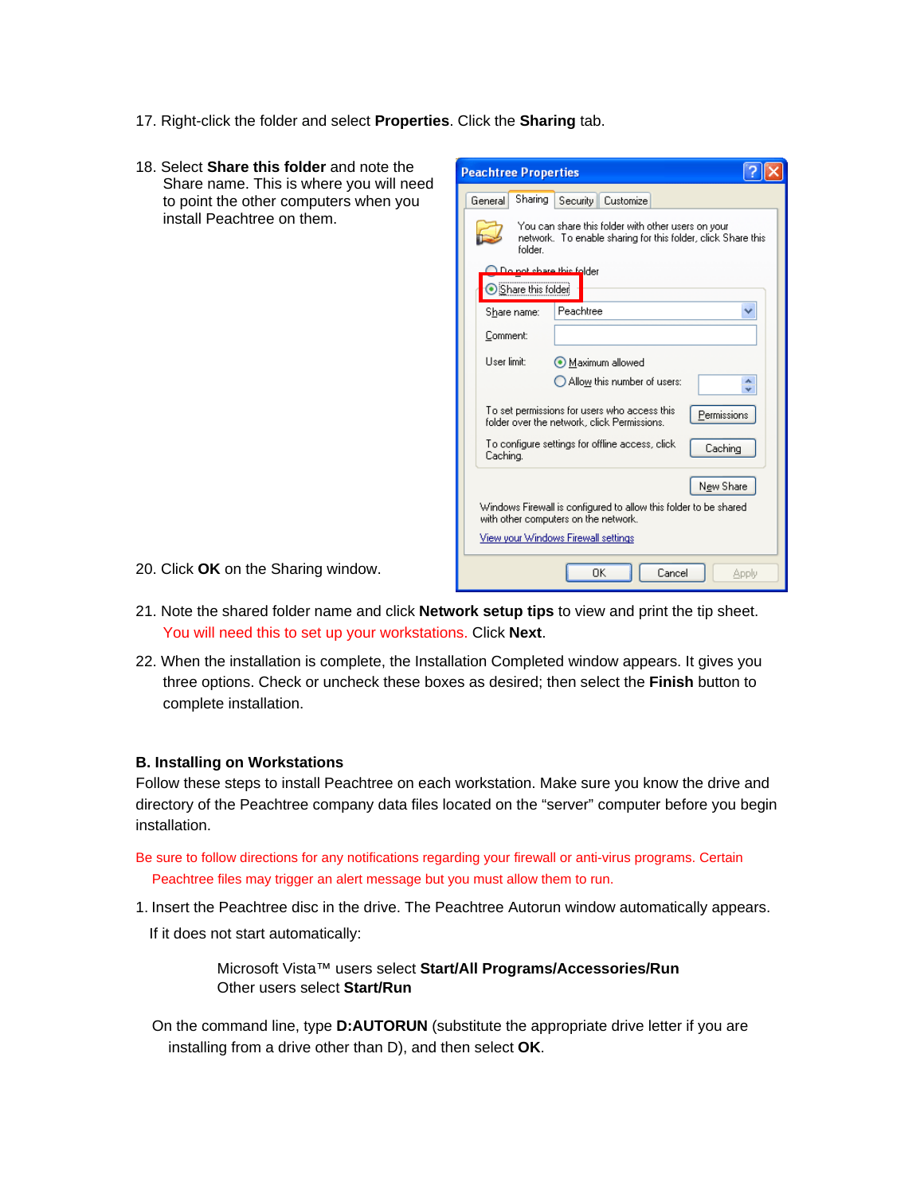17. Right-click the folder and select **Properties**. Click the **Sharing** tab.

18. Select **Share this folder** and note the Share name. This is where you will need to point the other computers when you install Peachtree on them.

20. Click **OK** on the Sharing window.

21. Note the shared folder name and click **Network setup tips** to view and print the tip sheet. You will need this to set up your workstations. Click **Next**.

22. When the installation is complete, the Installation Completed window appears. It gives you three options. Check or uncheck these boxes as desired; then select the **Finish** button to complete installation.

**B. Installing on Workstations**

Follow these steps to install Peachtree on each workstation. Make sure you know the drive and directory of the Peachtree company data files located on the "server" computer before you begin installation.

Be sure to follow directions for any notifications regarding your firewall or anti-virus programs. Certain Peachtree files may trigger an alert message but you must allow them to run.

1. Insert the Peachtree disc in the drive. The Peachtree Autorun window automatically appears. If it does not start automatically:

   Microsoft Vista™ users select **Start/All Programs/Accessories/Run**
   Other users select **Start/Run**

   On the command line, type **D:AUTORUN** (substitute the appropriate drive letter if you are installing from a drive other than D), and then select **OK**.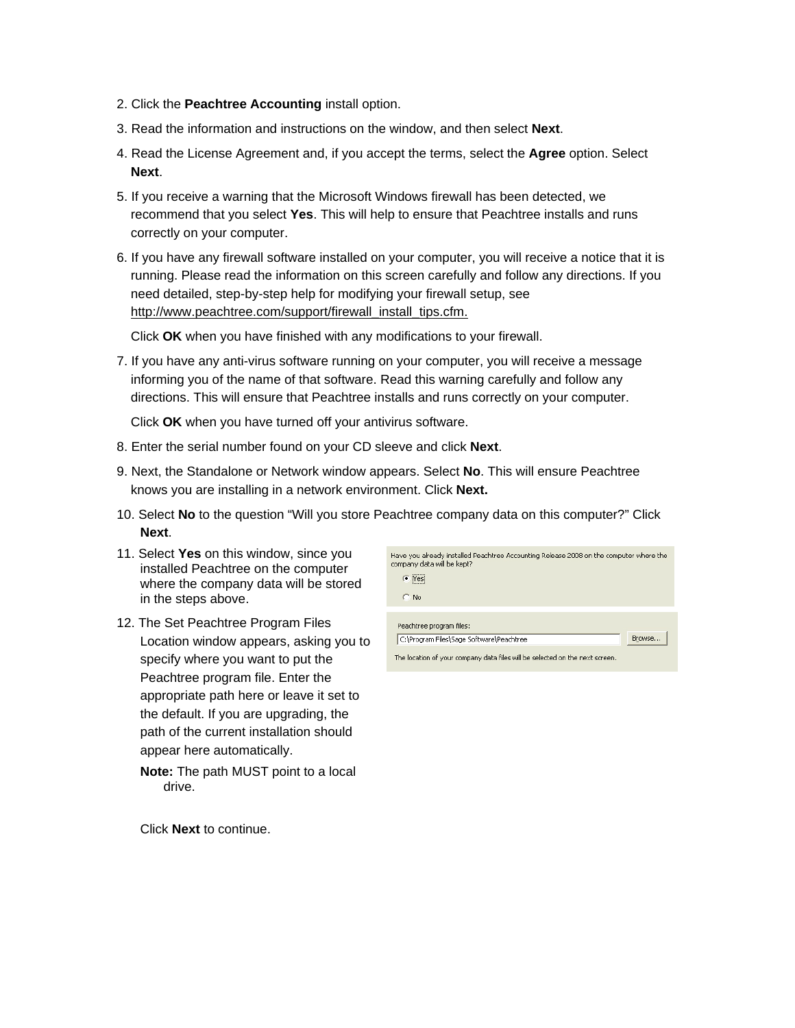2. Click the **Peachtree Accounting** install option.

3. Read the information and instructions on the window, and then select **Next**.

4. Read the License Agreement and, if you accept the terms, select the **Agree** option. Select **Next**.

5. If you receive a warning that the Microsoft Windows firewall has been detected, we recommend that you select **Yes**. This will help to ensure that Peachtree installs and runs correctly on your computer.

6. If you have any firewall software installed on your computer, you will receive a notice that it is running. Please read the information on this screen carefully and follow any directions. If you need detailed, step-by-step help for modifying your firewall setup, see http://www.peachtree.com/support/firewall_install_tips.cfm.

   Click **OK** when you have finished with any modifications to your firewall.

7. If you have any anti-virus software running on your computer, you will receive a message informing you of the name of that software. Read this warning carefully and follow any directions. This will ensure that Peachtree installs and runs correctly on your computer.

   Click **OK** when you have turned off your antivirus software.

8. Enter the serial number found on your CD sleeve and click **Next**.

9. Next, the Standalone or Network window appears. Select **No**. This will ensure Peachtree knows you are installing in a network environment. Click **Next.**

10. Select **No** to the question "Will you store Peachtree company data on this computer?" Click **Next**.

11. Select **Yes** on this window, since you installed Peachtree on the computer where the company data will be stored in the steps above.

12. The Set Peachtree Program Files Location window appears, asking you to specify where you want to put the Peachtree program file. Enter the appropriate path here or leave it set to the default. If you are upgrading, the path of the current installation should appear here automatically.

    **Note:** The path MUST point to a local drive.

    Click **Next** to continue.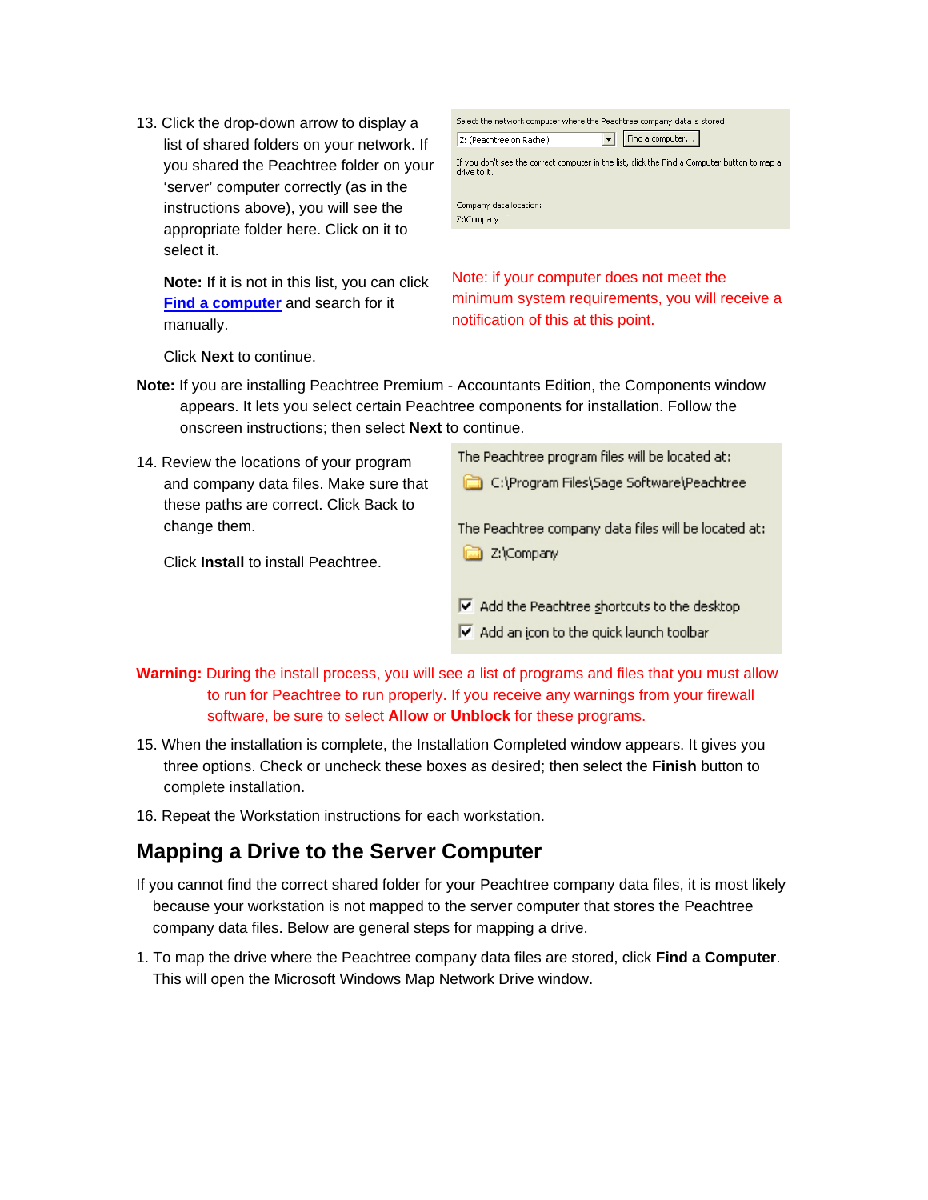13. Click the drop-down arrow to display a list of shared folders on your network. If you shared the Peachtree folder on your 'server' computer correctly (as in the instructions above), you will see the appropriate folder here. Click on it to select it.

    Select the network computer where the Peachtree company data is stored:
    Z: (Peachtree on Rachel) | Find a computer...
    If you don't see the correct computer in the list, click the Find a Computer button to map a drive to it.
    Company data location:
    Z:\Company

    **Note:** If it is not in this list, you can click **Find a computer** and search for it manually.

    Note: if your computer does not meet the minimum system requirements, you will receive a notification of this at this point.

    Click **Next** to continue.

**Note:** If you are installing Peachtree Premium - Accountants Edition, the Components window appears. It lets you select certain Peachtree components for installation. Follow the onscreen instructions; then select **Next** to continue.

14. Review the locations of your program and company data files. Make sure that these paths are correct. Click Back to change them.

    The Peachtree program files will be located at:
    C:\Program Files\Sage Software\Peachtree
    The Peachtree company data files will be located at:
    Z:\Company
    ☑ Add the Peachtree shortcuts to the desktop
    ☑ Add an icon to the quick launch toolbar

    Click **Install** to install Peachtree.

**Warning:** During the install process, you will see a list of programs and files that you must allow to run for Peachtree to run properly. If you receive any warnings from your firewall software, be sure to select **Allow** or **Unblock** for these programs.

15. When the installation is complete, the Installation Completed window appears. It gives you three options. Check or uncheck these boxes as desired; then select the **Finish** button to complete installation.

16. Repeat the Workstation instructions for each workstation.

## Mapping a Drive to the Server Computer

If you cannot find the correct shared folder for your Peachtree company data files, it is most likely because your workstation is not mapped to the server computer that stores the Peachtree company data files. Below are general steps for mapping a drive.

1. To map the drive where the Peachtree company data files are stored, click **Find a Computer**. This will open the Microsoft Windows Map Network Drive window.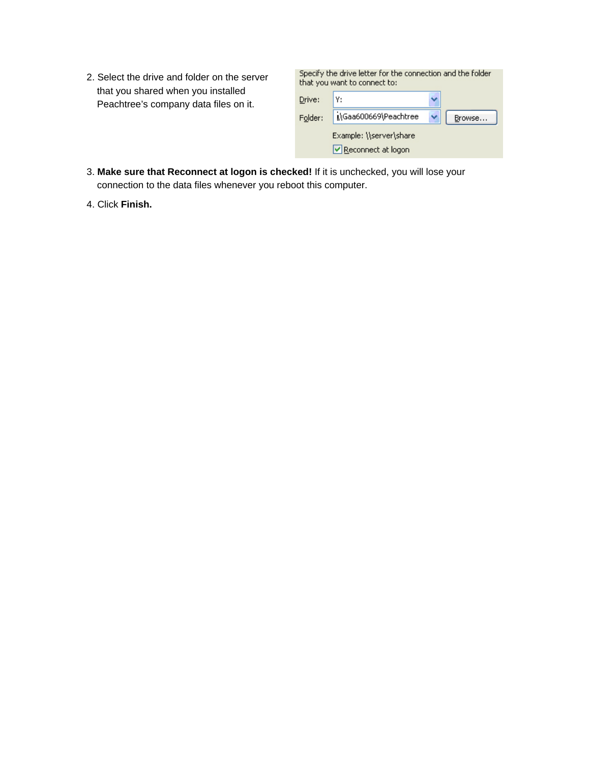2. Select the drive and folder on the server that you shared when you installed Peachtree's company data files on it.

Specify the drive letter for the connection and the folder that you want to connect to:

Drive: Y:

Folder: \\Gaa600669\Peachtree

Browse...

Example: \\server\share

Reconnect at logon

3. **Make sure that Reconnect at logon is checked!** If it is unchecked, you will lose your connection to the data files whenever you reboot this computer.

4. Click **Finish.**